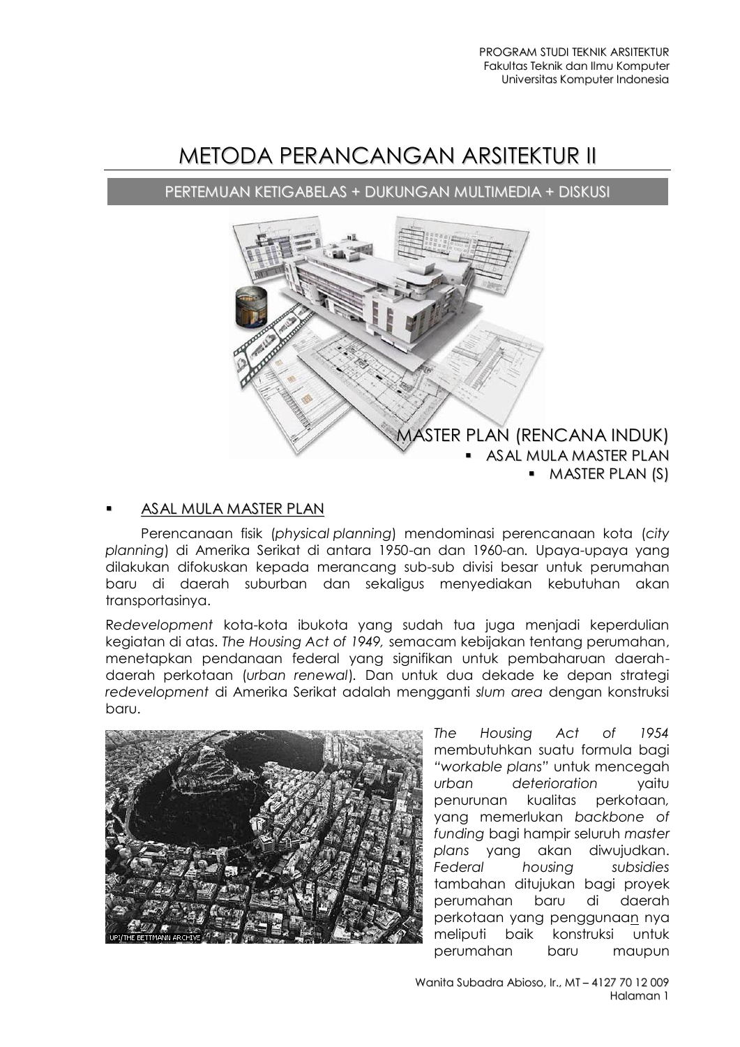PROGRAM STUDI TEKNIK ARSITEKTUR
Fakultas Teknik dan Ilmu Komputer
Universitas Komputer Indonesia

# METODA PERANCANGAN ARSITEKTUR II

PERTEMUAN KETIGABELAS + DUKUNGAN MULTIMEDIA + DISKUSI

MASTER PLAN (RENCANA INDUK)
- ASAL MULA MASTER PLAN
- MASTER PLAN (S)

## ASAL MULA MASTER PLAN

Perencanaan fisik (*physical planning*) mendominasi perencanaan kota (*city planning*) di Amerika Serikat di antara 1950-an dan 1960-an. Upaya-upaya yang dilakukan difokuskan kepada merancang sub-sub divisi besar untuk perumahan baru di daerah suburban dan sekaligus menyediakan kebutuhan akan transportasinya.

R*edevelopment* kota-kota ibukota yang sudah tua juga menjadi keperdulian kegiatan di atas. *The Housing Act of 1949,* semacam kebijakan tentang perumahan, menetapkan pendanaan federal yang signifikan untuk pembaharuan daerah-daerah perkotaan (*urban renewal*). Dan untuk dua dekade ke depan strategi *redevelopment* di Amerika Serikat adalah mengganti *slum area* dengan konstruksi baru.

UPI/THE BETTMANN ARCHIVE

*The Housing Act of 1954* membutuhkan suatu formula bagi "*workable plans*" untuk mencegah *urban deterioration* yaitu penurunan kualitas perkotaan, yang memerlukan *backbone of funding* bagi hampir seluruh *master plans* yang akan diwujudkan. *Federal housing subsidies* tambahan ditujukan bagi proyek perumahan baru di daerah perkotaan yang penggunaan nya meliputi baik konstruksi untuk perumahan baru maupun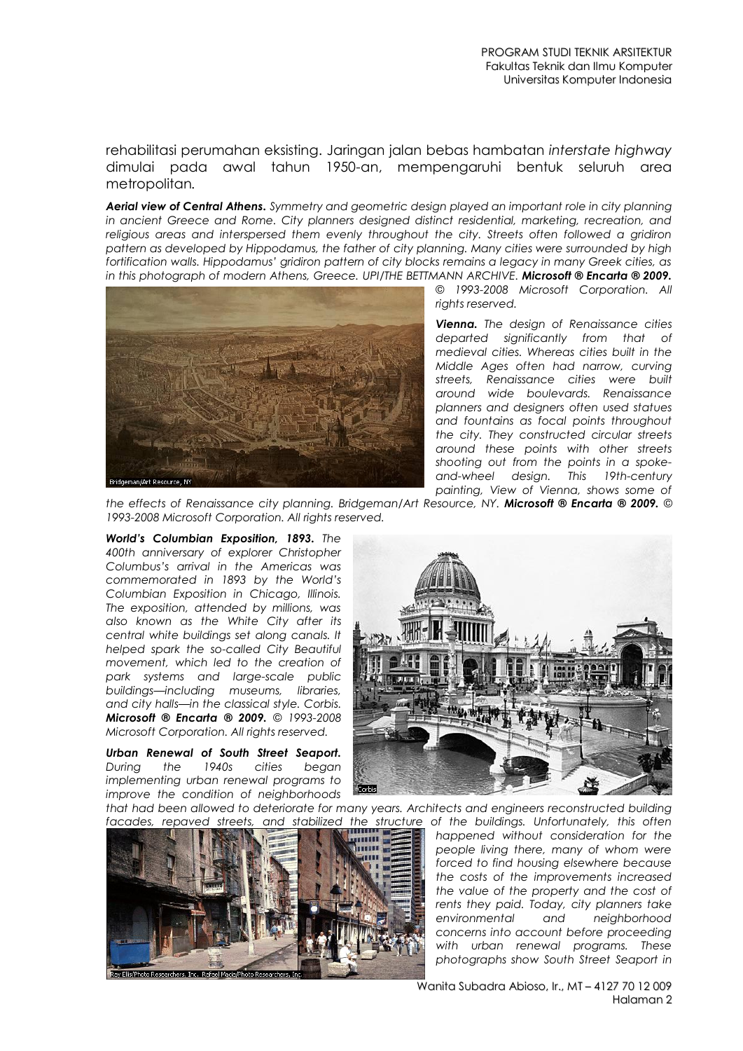rehabilitasi perumahan eksisting. Jaringan jalan bebas hambatan *interstate highway* dimulai pada awal tahun 1950-an, mempengaruhi bentuk seluruh area metropolitan.

***Aerial view of Central Athens.*** *Symmetry and geometric design played an important role in city planning in ancient Greece and Rome. City planners designed distinct residential, marketing, recreation, and religious areas and interspersed them evenly throughout the city. Streets often followed a gridiron pattern as developed by Hippodamus, the father of city planning. Many cities were surrounded by high fortification walls. Hippodamus' gridiron pattern of city blocks remains a legacy in many Greek cities, as in this photograph of modern Athens, Greece. UPI/THE BETTMANN ARCHIVE.* ***Microsoft ® Encarta ® 2009.*** *© 1993-2008 Microsoft Corporation. All rights reserved.*

***Vienna.*** *The design of Renaissance cities departed significantly from that of medieval cities. Whereas cities built in the Middle Ages often had narrow, curving streets, Renaissance cities were built around wide boulevards. Renaissance planners and designers often used statues and fountains as focal points throughout the city. They constructed circular streets around these points with other streets shooting out from the points in a spoke-and-wheel design. This 19th-century painting, View of Vienna, shows some of the effects of Renaissance city planning. Bridgeman/Art Resource, NY.* ***Microsoft ® Encarta ® 2009.*** *© 1993-2008 Microsoft Corporation. All rights reserved.*

***World's Columbian Exposition, 1893.*** *The 400th anniversary of explorer Christopher Columbus's arrival in the Americas was commemorated in 1893 by the World's Columbian Exposition in Chicago, Illinois. The exposition, attended by millions, was also known as the White City after its central white buildings set along canals. It helped spark the so-called City Beautiful movement, which led to the creation of park systems and large-scale public buildings—including museums, libraries, and city halls—in the classical style. Corbis.* ***Microsoft ® Encarta ® 2009.*** *© 1993-2008 Microsoft Corporation. All rights reserved.*

***Urban Renewal of South Street Seaport.*** *During the 1940s cities began implementing urban renewal programs to improve the condition of neighborhoods that had been allowed to deteriorate for many years. Architects and engineers reconstructed building facades, repaved streets, and stabilized the structure of the buildings. Unfortunately, this often happened without consideration for the people living there, many of whom were forced to find housing elsewhere because the costs of the improvements increased the value of the property and the cost of rents they paid. Today, city planners take environmental and neighborhood concerns into account before proceeding with urban renewal programs. These photographs show South Street Seaport in*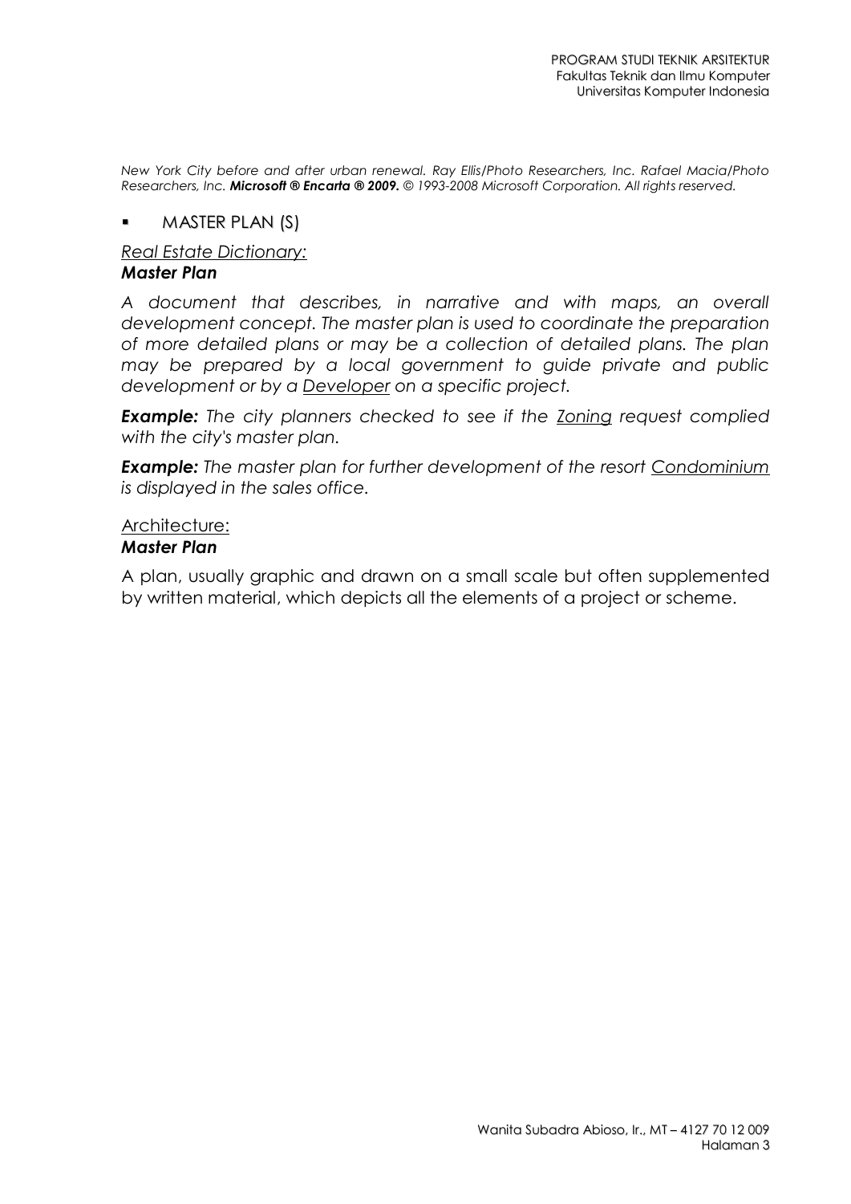*New York City before and after urban renewal. Ray Ellis/Photo Researchers, Inc. Rafael Macia/Photo Researchers, Inc. **Microsoft ® Encarta ® 2009.** © 1993-2008 Microsoft Corporation. All rights reserved.*

- MASTER PLAN (S)

*Real Estate Dictionary:*
***Master Plan***

*A document that describes, in narrative and with maps, an overall development concept. The master plan is used to coordinate the preparation of more detailed plans or may be a collection of detailed plans. The plan may be prepared by a local government to guide private and public development or by a Developer on a specific project.*

***Example:*** *The city planners checked to see if the Zoning request complied with the city's master plan.*

***Example:*** *The master plan for further development of the resort Condominium is displayed in the sales office.*

Architecture:
***Master Plan***

A plan, usually graphic and drawn on a small scale but often supplemented by written material, which depicts all the elements of a project or scheme.